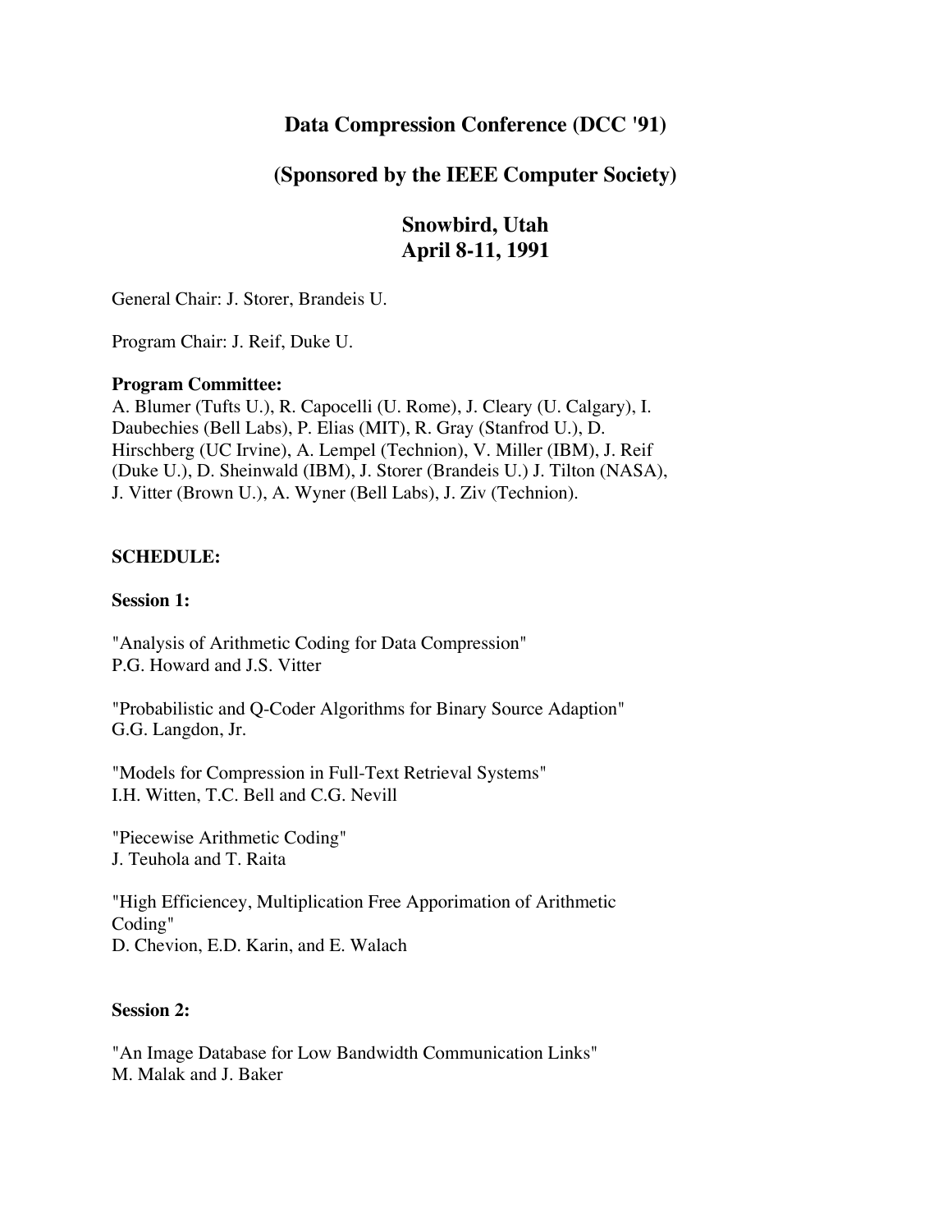# Data Compression Conference (DCC '91)

## (Sponsored by the IEEE Computer Society)

## Snowbird, Utah
## April 8-11, 1991

General Chair: J. Storer, Brandeis U.

Program Chair: J. Reif, Duke U.

**Program Committee:**
A. Blumer (Tufts U.), R. Capocelli (U. Rome), J. Cleary (U. Calgary), I. Daubechies (Bell Labs), P. Elias (MIT), R. Gray (Stanfrod U.), D. Hirschberg (UC Irvine), A. Lempel (Technion), V. Miller (IBM), J. Reif (Duke U.), D. Sheinwald (IBM), J. Storer (Brandeis U.) J. Tilton (NASA), J. Vitter (Brown U.), A. Wyner (Bell Labs), J. Ziv (Technion).

**SCHEDULE:**

**Session 1:**

"Analysis of Arithmetic Coding for Data Compression"
P.G. Howard and J.S. Vitter

"Probabilistic and Q-Coder Algorithms for Binary Source Adaption"
G.G. Langdon, Jr.

"Models for Compression in Full-Text Retrieval Systems"
I.H. Witten, T.C. Bell and C.G. Nevill

"Piecewise Arithmetic Coding"
J. Teuhola and T. Raita

"High Efficiencey, Multiplication Free Apporimation of Arithmetic Coding"
D. Chevion, E.D. Karin, and E. Walach

**Session 2:**

"An Image Database for Low Bandwidth Communication Links"
M. Malak and J. Baker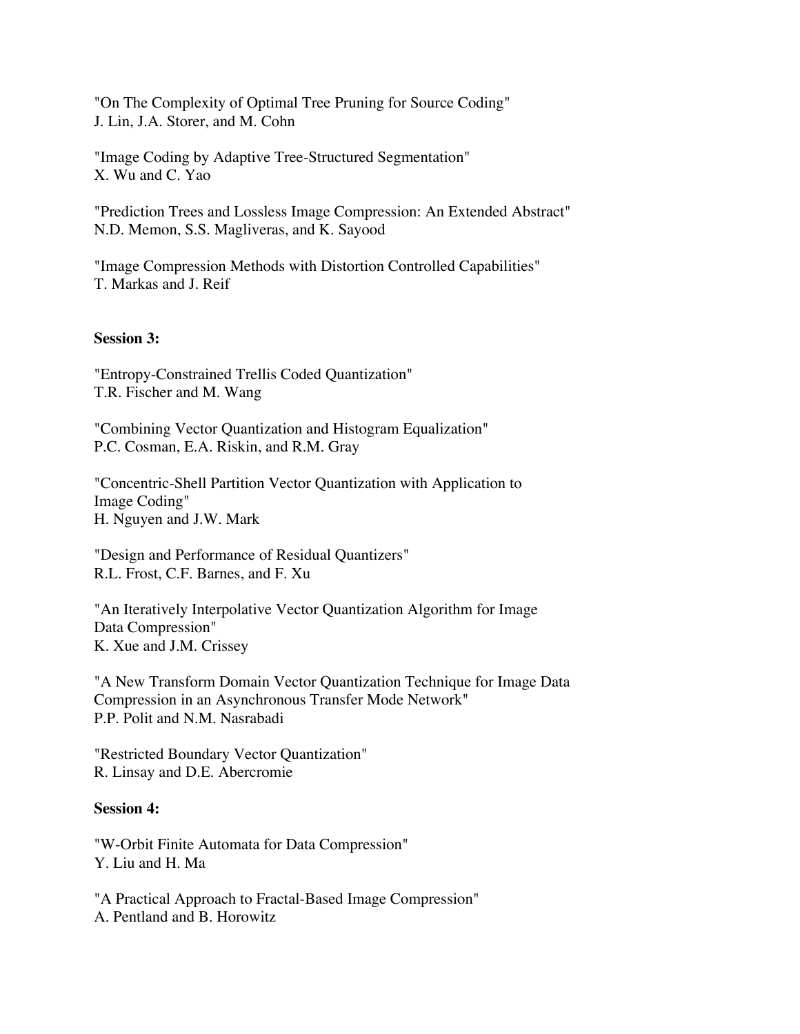"On The Complexity of Optimal Tree Pruning for Source Coding"
J. Lin, J.A. Storer, and M. Cohn

"Image Coding by Adaptive Tree-Structured Segmentation"
X. Wu and C. Yao

"Prediction Trees and Lossless Image Compression: An Extended Abstract"
N.D. Memon, S.S. Magliveras, and K. Sayood

"Image Compression Methods with Distortion Controlled Capabilities"
T. Markas and J. Reif

**Session 3:**

"Entropy-Constrained Trellis Coded Quantization"
T.R. Fischer and M. Wang

"Combining Vector Quantization and Histogram Equalization"
P.C. Cosman, E.A. Riskin, and R.M. Gray

"Concentric-Shell Partition Vector Quantization with Application to Image Coding"
H. Nguyen and J.W. Mark

"Design and Performance of Residual Quantizers"
R.L. Frost, C.F. Barnes, and F. Xu

"An Iteratively Interpolative Vector Quantization Algorithm for Image Data Compression"
K. Xue and J.M. Crissey

"A New Transform Domain Vector Quantization Technique for Image Data Compression in an Asynchronous Transfer Mode Network"
P.P. Polit and N.M. Nasrabadi

"Restricted Boundary Vector Quantization"
R. Linsay and D.E. Abercromie

**Session 4:**

"W-Orbit Finite Automata for Data Compression"
Y. Liu and H. Ma

"A Practical Approach to Fractal-Based Image Compression"
A. Pentland and B. Horowitz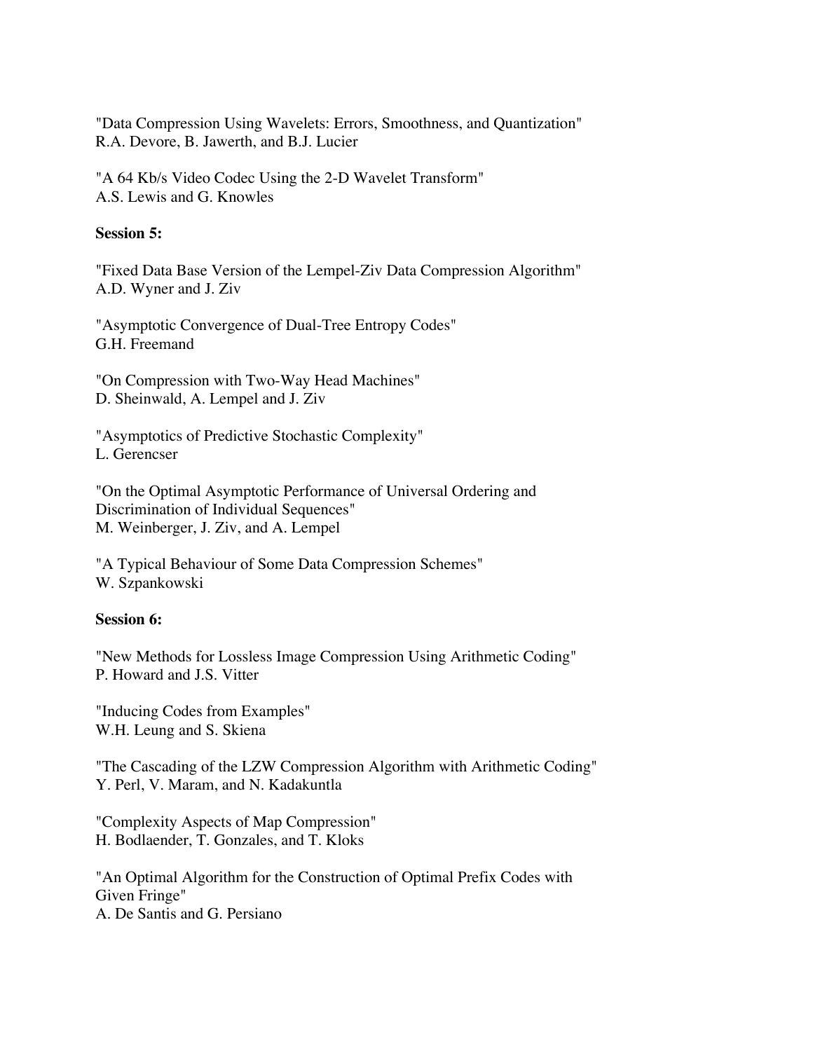"Data Compression Using Wavelets: Errors, Smoothness, and Quantization"
R.A. Devore, B. Jawerth, and B.J. Lucier

"A 64 Kb/s Video Codec Using the 2-D Wavelet Transform"
A.S. Lewis and G. Knowles

**Session 5:**

"Fixed Data Base Version of the Lempel-Ziv Data Compression Algorithm"
A.D. Wyner and J. Ziv

"Asymptotic Convergence of Dual-Tree Entropy Codes"
G.H. Freemand

"On Compression with Two-Way Head Machines"
D. Sheinwald, A. Lempel and J. Ziv

"Asymptotics of Predictive Stochastic Complexity"
L. Gerencser

"On the Optimal Asymptotic Performance of Universal Ordering and Discrimination of Individual Sequences"
M. Weinberger, J. Ziv, and A. Lempel

"A Typical Behaviour of Some Data Compression Schemes"
W. Szpankowski

**Session 6:**

"New Methods for Lossless Image Compression Using Arithmetic Coding"
P. Howard and J.S. Vitter

"Inducing Codes from Examples"
W.H. Leung and S. Skiena

"The Cascading of the LZW Compression Algorithm with Arithmetic Coding"
Y. Perl, V. Maram, and N. Kadakuntla

"Complexity Aspects of Map Compression"
H. Bodlaender, T. Gonzales, and T. Kloks

"An Optimal Algorithm for the Construction of Optimal Prefix Codes with Given Fringe"
A. De Santis and G. Persiano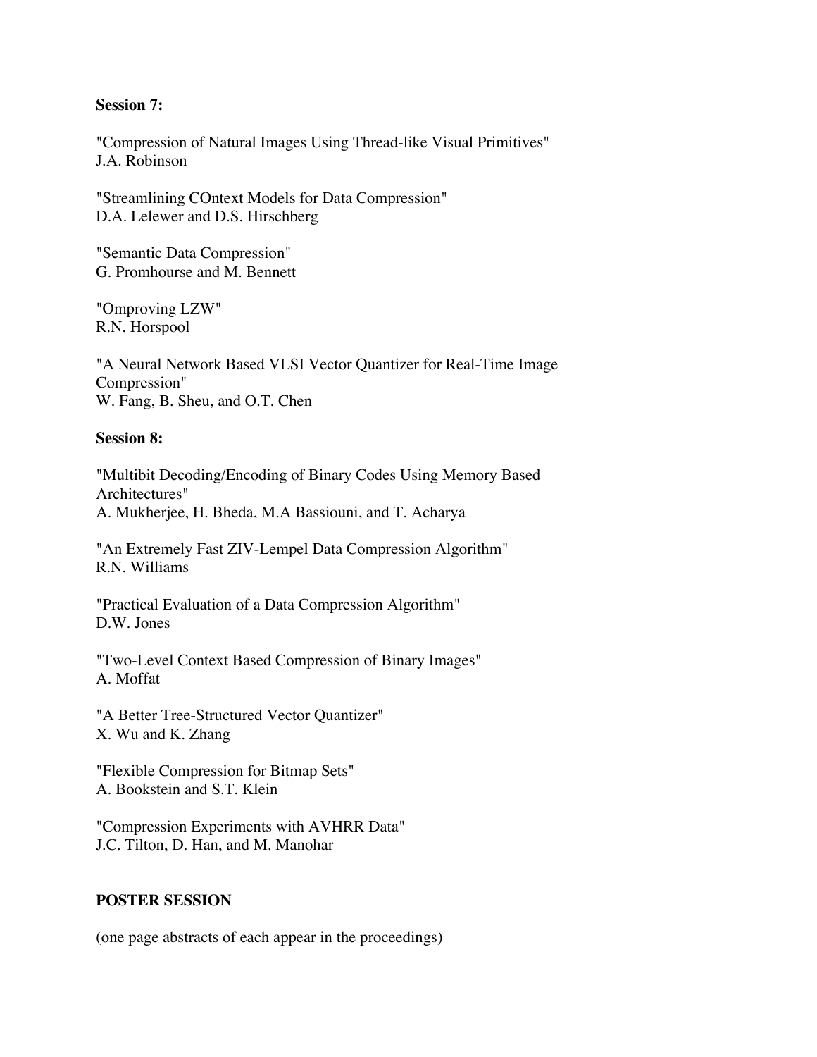**Session 7:**

"Compression of Natural Images Using Thread-like Visual Primitives"
J.A. Robinson

"Streamlining COntext Models for Data Compression"
D.A. Lelewer and D.S. Hirschberg

"Semantic Data Compression"
G. Promhourse and M. Bennett

"Omproving LZW"
R.N. Horspool

"A Neural Network Based VLSI Vector Quantizer for Real-Time Image Compression"
W. Fang, B. Sheu, and O.T. Chen

**Session 8:**

"Multibit Decoding/Encoding of Binary Codes Using Memory Based Architectures"
A. Mukherjee, H. Bheda, M.A Bassiouni, and T. Acharya

"An Extremely Fast ZIV-Lempel Data Compression Algorithm"
R.N. Williams

"Practical Evaluation of a Data Compression Algorithm"
D.W. Jones

"Two-Level Context Based Compression of Binary Images"
A. Moffat

"A Better Tree-Structured Vector Quantizer"
X. Wu and K. Zhang

"Flexible Compression for Bitmap Sets"
A. Bookstein and S.T. Klein

"Compression Experiments with AVHRR Data"
J.C. Tilton, D. Han, and M. Manohar

**POSTER SESSION**

(one page abstracts of each appear in the proceedings)